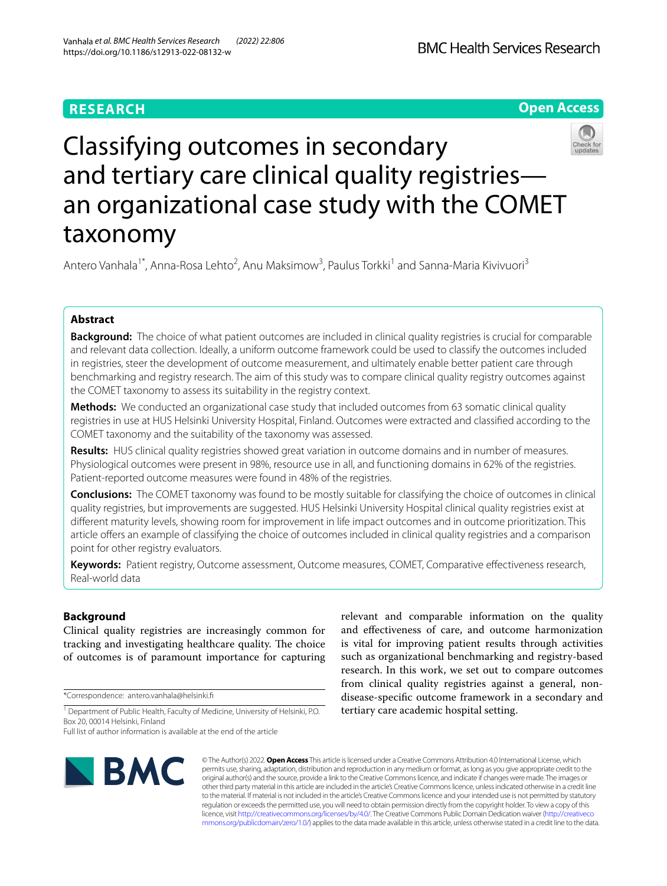RESEARCH

Open Access

# Classifying outcomes in secondary and tertiary care clinical quality registries—an organizational case study with the COMET taxonomy

Antero Vanhala[1*], Anna-Rosa Lehto[2], Anu Maksimow[3], Paulus Torkki[1] and Sanna-Maria Kivivuori[3]

## Abstract

**Background:** The choice of what patient outcomes are included in clinical quality registries is crucial for comparable and relevant data collection. Ideally, a uniform outcome framework could be used to classify the outcomes included in registries, steer the development of outcome measurement, and ultimately enable better patient care through benchmarking and registry research. The aim of this study was to compare clinical quality registry outcomes against the COMET taxonomy to assess its suitability in the registry context.

**Methods:** We conducted an organizational case study that included outcomes from 63 somatic clinical quality registries in use at HUS Helsinki University Hospital, Finland. Outcomes were extracted and classified according to the COMET taxonomy and the suitability of the taxonomy was assessed.

**Results:** HUS clinical quality registries showed great variation in outcome domains and in number of measures. Physiological outcomes were present in 98%, resource use in all, and functioning domains in 62% of the registries. Patient-reported outcome measures were found in 48% of the registries.

**Conclusions:** The COMET taxonomy was found to be mostly suitable for classifying the choice of outcomes in clinical quality registries, but improvements are suggested. HUS Helsinki University Hospital clinical quality registries exist at different maturity levels, showing room for improvement in life impact outcomes and in outcome prioritization. This article offers an example of classifying the choice of outcomes included in clinical quality registries and a comparison point for other registry evaluators.

**Keywords:** Patient registry, Outcome assessment, Outcome measures, COMET, Comparative effectiveness research, Real-world data

## Background

Clinical quality registries are increasingly common for tracking and investigating healthcare quality. The choice of outcomes is of paramount importance for capturing relevant and comparable information on the quality and effectiveness of care, and outcome harmonization is vital for improving patient results through activities such as organizational benchmarking and registry-based research. In this work, we set out to compare outcomes from clinical quality registries against a general, non-disease-specific outcome framework in a secondary and tertiary care academic hospital setting.

*Correspondence: antero.vanhala@helsinki.fi

[1] Department of Public Health, Faculty of Medicine, University of Helsinki, P.O. Box 20, 00014 Helsinki, Finland

Full list of author information is available at the end of the article

© The Author(s) 2022. **Open Access** This article is licensed under a Creative Commons Attribution 4.0 International License, which permits use, sharing, adaptation, distribution and reproduction in any medium or format, as long as you give appropriate credit to the original author(s) and the source, provide a link to the Creative Commons licence, and indicate if changes were made. The images or other third party material in this article are included in the article's Creative Commons licence, unless indicated otherwise in a credit line to the material. If material is not included in the article's Creative Commons licence and your intended use is not permitted by statutory regulation or exceeds the permitted use, you will need to obtain permission directly from the copyright holder. To view a copy of this licence, visit http://creativecommons.org/licenses/by/4.0/. The Creative Commons Public Domain Dedication waiver (http://creativecommons.org/publicdomain/zero/1.0/) applies to the data made available in this article, unless otherwise stated in a credit line to the data.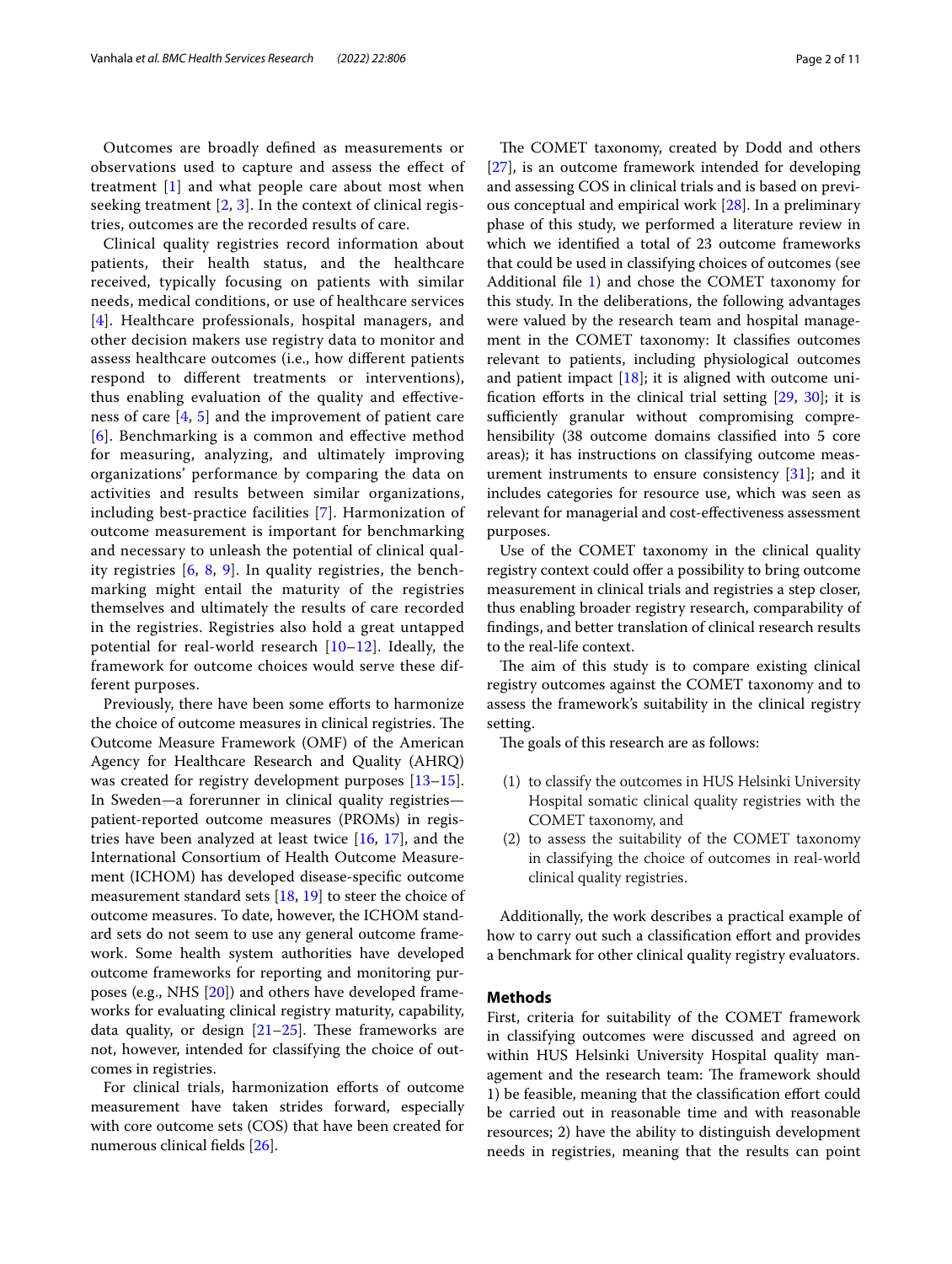Outcomes are broadly defined as measurements or observations used to capture and assess the effect of treatment [1] and what people care about most when seeking treatment [2, 3]. In the context of clinical registries, outcomes are the recorded results of care.

Clinical quality registries record information about patients, their health status, and the healthcare received, typically focusing on patients with similar needs, medical conditions, or use of healthcare services [4]. Healthcare professionals, hospital managers, and other decision makers use registry data to monitor and assess healthcare outcomes (i.e., how different patients respond to different treatments or interventions), thus enabling evaluation of the quality and effectiveness of care [4, 5] and the improvement of patient care [6]. Benchmarking is a common and effective method for measuring, analyzing, and ultimately improving organizations' performance by comparing the data on activities and results between similar organizations, including best-practice facilities [7]. Harmonization of outcome measurement is important for benchmarking and necessary to unleash the potential of clinical quality registries [6, 8, 9]. In quality registries, the benchmarking might entail the maturity of the registries themselves and ultimately the results of care recorded in the registries. Registries also hold a great untapped potential for real-world research [10–12]. Ideally, the framework for outcome choices would serve these different purposes.

Previously, there have been some efforts to harmonize the choice of outcome measures in clinical registries. The Outcome Measure Framework (OMF) of the American Agency for Healthcare Research and Quality (AHRQ) was created for registry development purposes [13–15]. In Sweden—a forerunner in clinical quality registries—patient-reported outcome measures (PROMs) in registries have been analyzed at least twice [16, 17], and the International Consortium of Health Outcome Measurement (ICHOM) has developed disease-specific outcome measurement standard sets [18, 19] to steer the choice of outcome measures. To date, however, the ICHOM standard sets do not seem to use any general outcome framework. Some health system authorities have developed outcome frameworks for reporting and monitoring purposes (e.g., NHS [20]) and others have developed frameworks for evaluating clinical registry maturity, capability, data quality, or design [21–25]. These frameworks are not, however, intended for classifying the choice of outcomes in registries.

For clinical trials, harmonization efforts of outcome measurement have taken strides forward, especially with core outcome sets (COS) that have been created for numerous clinical fields [26].

The COMET taxonomy, created by Dodd and others [27], is an outcome framework intended for developing and assessing COS in clinical trials and is based on previous conceptual and empirical work [28]. In a preliminary phase of this study, we performed a literature review in which we identified a total of 23 outcome frameworks that could be used in classifying choices of outcomes (see Additional file 1) and chose the COMET taxonomy for this study. In the deliberations, the following advantages were valued by the research team and hospital management in the COMET taxonomy: It classifies outcomes relevant to patients, including physiological outcomes and patient impact [18]; it is aligned with outcome unification efforts in the clinical trial setting [29, 30]; it is sufficiently granular without compromising comprehensibility (38 outcome domains classified into 5 core areas); it has instructions on classifying outcome measurement instruments to ensure consistency [31]; and it includes categories for resource use, which was seen as relevant for managerial and cost-effectiveness assessment purposes.

Use of the COMET taxonomy in the clinical quality registry context could offer a possibility to bring outcome measurement in clinical trials and registries a step closer, thus enabling broader registry research, comparability of findings, and better translation of clinical research results to the real-life context.

The aim of this study is to compare existing clinical registry outcomes against the COMET taxonomy and to assess the framework's suitability in the clinical registry setting.

The goals of this research are as follows:

(1) to classify the outcomes in HUS Helsinki University Hospital somatic clinical quality registries with the COMET taxonomy, and
(2) to assess the suitability of the COMET taxonomy in classifying the choice of outcomes in real-world clinical quality registries.

Additionally, the work describes a practical example of how to carry out such a classification effort and provides a benchmark for other clinical quality registry evaluators.

## Methods

First, criteria for suitability of the COMET framework in classifying outcomes were discussed and agreed on within HUS Helsinki University Hospital quality management and the research team: The framework should 1) be feasible, meaning that the classification effort could be carried out in reasonable time and with reasonable resources; 2) have the ability to distinguish development needs in registries, meaning that the results can point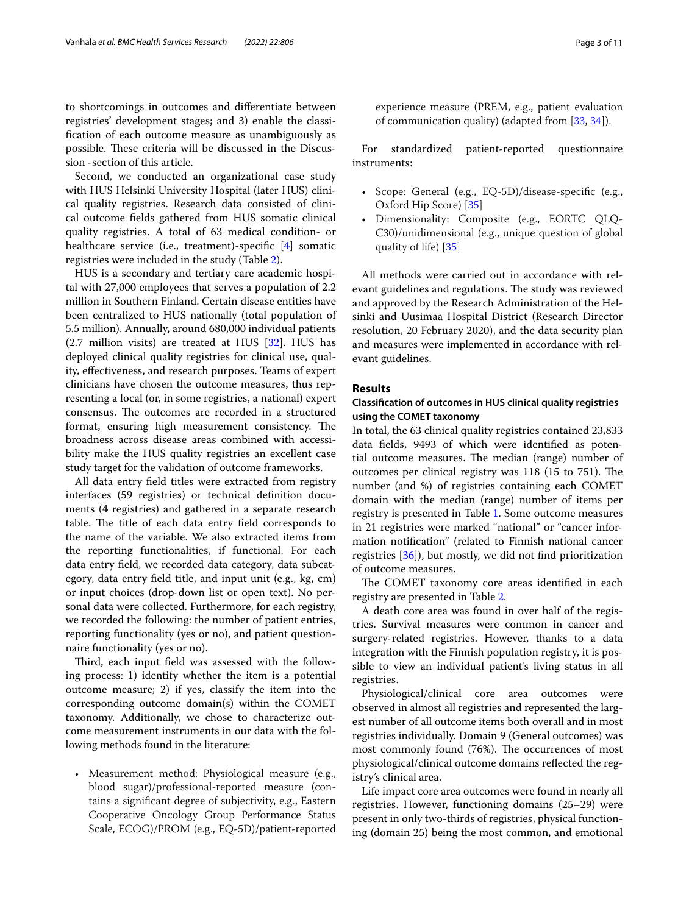to shortcomings in outcomes and differentiate between registries' development stages; and 3) enable the classification of each outcome measure as unambiguously as possible. These criteria will be discussed in the Discussion -section of this article.

Second, we conducted an organizational case study with HUS Helsinki University Hospital (later HUS) clinical quality registries. Research data consisted of clinical outcome fields gathered from HUS somatic clinical quality registries. A total of 63 medical condition- or healthcare service (i.e., treatment)-specific [4] somatic registries were included in the study (Table 2).

HUS is a secondary and tertiary care academic hospital with 27,000 employees that serves a population of 2.2 million in Southern Finland. Certain disease entities have been centralized to HUS nationally (total population of 5.5 million). Annually, around 680,000 individual patients (2.7 million visits) are treated at HUS [32]. HUS has deployed clinical quality registries for clinical use, quality, effectiveness, and research purposes. Teams of expert clinicians have chosen the outcome measures, thus representing a local (or, in some registries, a national) expert consensus. The outcomes are recorded in a structured format, ensuring high measurement consistency. The broadness across disease areas combined with accessibility make the HUS quality registries an excellent case study target for the validation of outcome frameworks.

All data entry field titles were extracted from registry interfaces (59 registries) or technical definition documents (4 registries) and gathered in a separate research table. The title of each data entry field corresponds to the name of the variable. We also extracted items from the reporting functionalities, if functional. For each data entry field, we recorded data category, data subcategory, data entry field title, and input unit (e.g., kg, cm) or input choices (drop-down list or open text). No personal data were collected. Furthermore, for each registry, we recorded the following: the number of patient entries, reporting functionality (yes or no), and patient questionnaire functionality (yes or no).

Third, each input field was assessed with the following process: 1) identify whether the item is a potential outcome measure; 2) if yes, classify the item into the corresponding outcome domain(s) within the COMET taxonomy. Additionally, we chose to characterize outcome measurement instruments in our data with the following methods found in the literature:

- Measurement method: Physiological measure (e.g., blood sugar)/professional-reported measure (contains a significant degree of subjectivity, e.g., Eastern Cooperative Oncology Group Performance Status Scale, ECOG)/PROM (e.g., EQ-5D)/patient-reported experience measure (PREM, e.g., patient evaluation of communication quality) (adapted from [33, 34]).

For standardized patient-reported questionnaire instruments:

- Scope: General (e.g., EQ-5D)/disease-specific (e.g., Oxford Hip Score) [35]
- Dimensionality: Composite (e.g., EORTC QLQ-C30)/unidimensional (e.g., unique question of global quality of life) [35]

All methods were carried out in accordance with relevant guidelines and regulations. The study was reviewed and approved by the Research Administration of the Helsinki and Uusimaa Hospital District (Research Director resolution, 20 February 2020), and the data security plan and measures were implemented in accordance with relevant guidelines.

## Results

### Classification of outcomes in HUS clinical quality registries using the COMET taxonomy

In total, the 63 clinical quality registries contained 23,833 data fields, 9493 of which were identified as potential outcome measures. The median (range) number of outcomes per clinical registry was 118 (15 to 751). The number (and %) of registries containing each COMET domain with the median (range) number of items per registry is presented in Table 1. Some outcome measures in 21 registries were marked "national" or "cancer information notification" (related to Finnish national cancer registries [36]), but mostly, we did not find prioritization of outcome measures.

The COMET taxonomy core areas identified in each registry are presented in Table 2.

A death core area was found in over half of the registries. Survival measures were common in cancer and surgery-related registries. However, thanks to a data integration with the Finnish population registry, it is possible to view an individual patient's living status in all registries.

Physiological/clinical core area outcomes were observed in almost all registries and represented the largest number of all outcome items both overall and in most registries individually. Domain 9 (General outcomes) was most commonly found (76%). The occurrences of most physiological/clinical outcome domains reflected the registry's clinical area.

Life impact core area outcomes were found in nearly all registries. However, functioning domains (25–29) were present in only two-thirds of registries, physical functioning (domain 25) being the most common, and emotional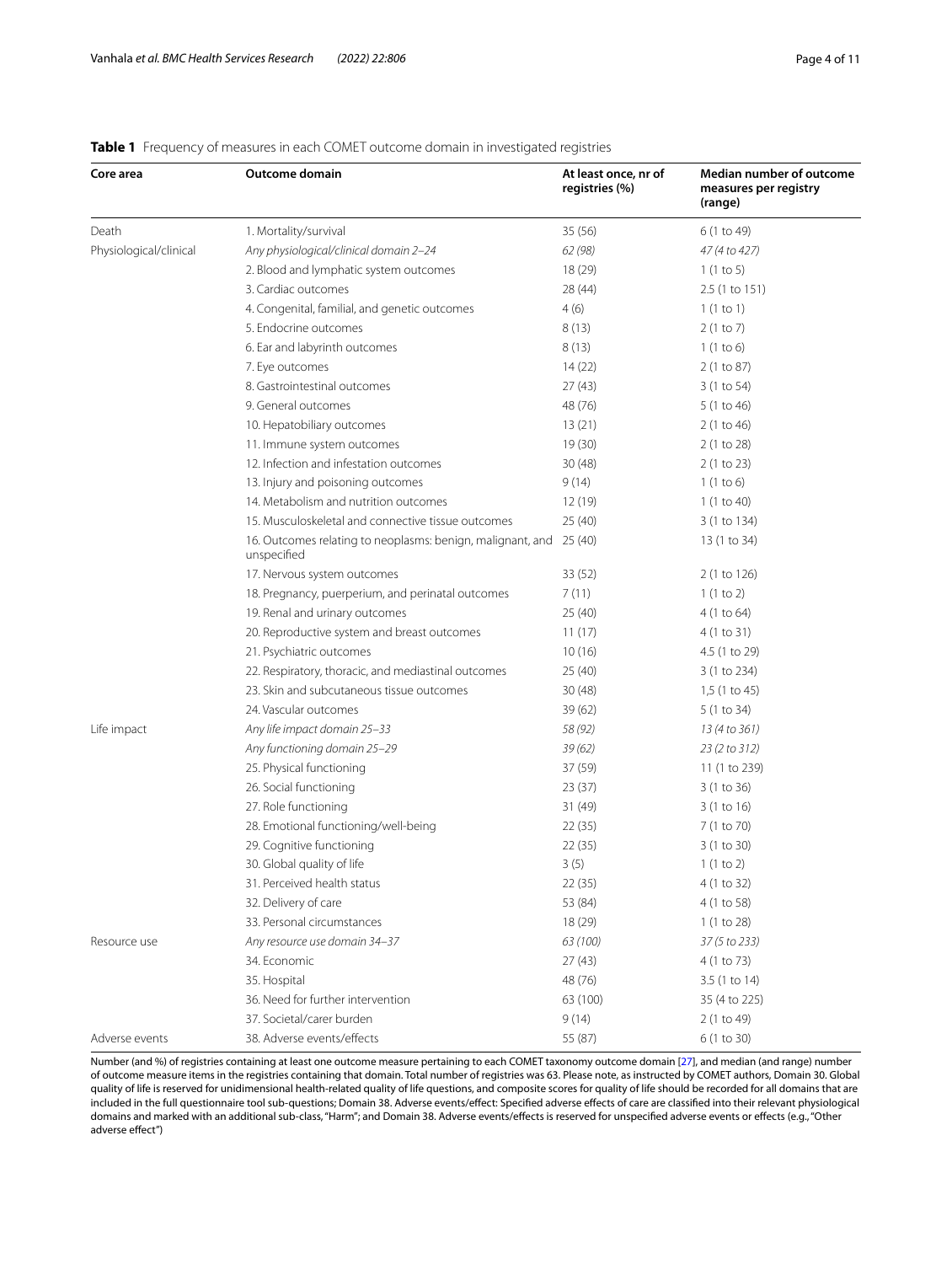**Table 1** Frequency of measures in each COMET outcome domain in investigated registries

| Core area | Outcome domain | At least once, nr of registries (%) | Median number of outcome measures per registry (range) |
|---|---|---|---|
| Death | 1. Mortality/survival | 35 (56) | 6 (1 to 49) |
| Physiological/clinical | *Any physiological/clinical domain 2–24* | *62 (98)* | *47 (4 to 427)* |
| | 2. Blood and lymphatic system outcomes | 18 (29) | 1 (1 to 5) |
| | 3. Cardiac outcomes | 28 (44) | 2.5 (1 to 151) |
| | 4. Congenital, familial, and genetic outcomes | 4 (6) | 1 (1 to 1) |
| | 5. Endocrine outcomes | 8 (13) | 2 (1 to 7) |
| | 6. Ear and labyrinth outcomes | 8 (13) | 1 (1 to 6) |
| | 7. Eye outcomes | 14 (22) | 2 (1 to 87) |
| | 8. Gastrointestinal outcomes | 27 (43) | 3 (1 to 54) |
| | 9. General outcomes | 48 (76) | 5 (1 to 46) |
| | 10. Hepatobiliary outcomes | 13 (21) | 2 (1 to 46) |
| | 11. Immune system outcomes | 19 (30) | 2 (1 to 28) |
| | 12. Infection and infestation outcomes | 30 (48) | 2 (1 to 23) |
| | 13. Injury and poisoning outcomes | 9 (14) | 1 (1 to 6) |
| | 14. Metabolism and nutrition outcomes | 12 (19) | 1 (1 to 40) |
| | 15. Musculoskeletal and connective tissue outcomes | 25 (40) | 3 (1 to 134) |
| | 16. Outcomes relating to neoplasms: benign, malignant, and unspecified | 25 (40) | 13 (1 to 34) |
| | 17. Nervous system outcomes | 33 (52) | 2 (1 to 126) |
| | 18. Pregnancy, puerperium, and perinatal outcomes | 7 (11) | 1 (1 to 2) |
| | 19. Renal and urinary outcomes | 25 (40) | 4 (1 to 64) |
| | 20. Reproductive system and breast outcomes | 11 (17) | 4 (1 to 31) |
| | 21. Psychiatric outcomes | 10 (16) | 4.5 (1 to 29) |
| | 22. Respiratory, thoracic, and mediastinal outcomes | 25 (40) | 3 (1 to 234) |
| | 23. Skin and subcutaneous tissue outcomes | 30 (48) | 1,5 (1 to 45) |
| | 24. Vascular outcomes | 39 (62) | 5 (1 to 34) |
| Life impact | *Any life impact domain 25–33* | *58 (92)* | *13 (4 to 361)* |
| | *Any functioning domain 25–29* | *39 (62)* | *23 (2 to 312)* |
| | 25. Physical functioning | 37 (59) | 11 (1 to 239) |
| | 26. Social functioning | 23 (37) | 3 (1 to 36) |
| | 27. Role functioning | 31 (49) | 3 (1 to 16) |
| | 28. Emotional functioning/well-being | 22 (35) | 7 (1 to 70) |
| | 29. Cognitive functioning | 22 (35) | 3 (1 to 30) |
| | 30. Global quality of life | 3 (5) | 1 (1 to 2) |
| | 31. Perceived health status | 22 (35) | 4 (1 to 32) |
| | 32. Delivery of care | 53 (84) | 4 (1 to 58) |
| | 33. Personal circumstances | 18 (29) | 1 (1 to 28) |
| Resource use | *Any resource use domain 34–37* | *63 (100)* | *37 (5 to 233)* |
| | 34. Economic | 27 (43) | 4 (1 to 73) |
| | 35. Hospital | 48 (76) | 3.5 (1 to 14) |
| | 36. Need for further intervention | 63 (100) | 35 (4 to 225) |
| | 37. Societal/carer burden | 9 (14) | 2 (1 to 49) |
| Adverse events | 38. Adverse events/effects | 55 (87) | 6 (1 to 30) |

Number (and %) of registries containing at least one outcome measure pertaining to each COMET taxonomy outcome domain [27], and median (and range) number of outcome measure items in the registries containing that domain. Total number of registries was 63. Please note, as instructed by COMET authors, Domain 30. Global quality of life is reserved for unidimensional health-related quality of life questions, and composite scores for quality of life should be recorded for all domains that are included in the full questionnaire tool sub-questions; Domain 38. Adverse events/effect: Specified adverse effects of care are classified into their relevant physiological domains and marked with an additional sub-class, "Harm"; and Domain 38. Adverse events/effects is reserved for unspecified adverse events or effects (e.g., "Other adverse effect")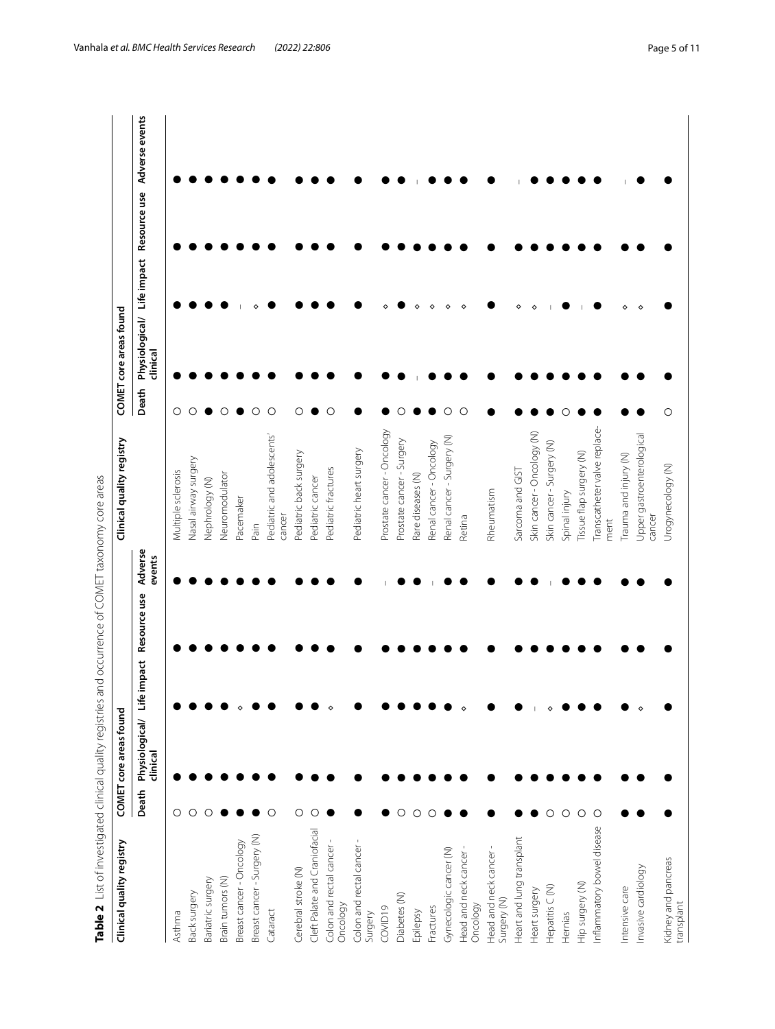**Table 2** List of investigated clinical quality registries and occurrence of COMET taxonomy core areas

| Clinical quality registry | COMET core areas found | | | | | Clinical quality registry | COMET core areas found | | | | |
|---|---|---|---|---|---|---|---|---|---|---|---|
| | Death | Physiological/ clinical | Life impact | Resource use | Adverse events | | Death | Physiological/ clinical | Life impact | Resource use | Adverse events |
| Asthma | ○ | ● | ● | ● | ● | Multiple sclerosis | ○ | ● | ● | ● | ● |
| Back surgery | ○ | ● | ● | ● | ● | Nasal airway surgery | ○ | ● | ● | ● | ● |
| Bariatric surgery | ○ | ● | ● | ● | ● | Nephrology (N) | ● | ● | ● | ● | ● |
| Brain tumors (N) | ● | ● | ● | ● | ● | Neuromodulator | ○ | ● | ● | ● | ● |
| Breast cancer - Oncology | ● | ● | ◇ | ● | ● | Pacemaker | ● | ● | – | ● | ● |
| Breast cancer - Surgery (N) | ● | ● | ● | ● | ● | Pain | ○ | ● | ◇ | ● | ● |
| Cataract | ○ | ● | ● | ● | ● | Pediatric and adolescents' cancer | ○ | ● | ● | ● | ● |
| Cerebral stroke (N) | ○ | ● | ● | ● | ● | Pediatric back surgery | ○ | ● | ● | ● | ● |
| Cleft Palate and Craniofacial | ○ | ● | ● | ● | ● | Pediatric cancer | ● | ● | ● | ● | ● |
| Colon and rectal cancer - Oncology | ● | ● | ◇ | ● | ● | Pediatric fractures | ○ | ● | ● | ● | ● |
| Colon and rectal cancer - Surgery | ● | ● | ● | ● | ● | Pediatric heart surgery | ● | ● | ● | ● | ● |
| COVID19 | ● | ● | ● | ● | – | Prostate cancer - Oncology | ● | ● | ◇ | ● | ● |
| Diabetes (N) | ○ | ● | ● | ● | ● | Prostate cancer - Surgery | ○ | ● | ● | ● | ● |
| Epilepsy | ○ | ● | ● | ● | ● | Rare diseases (N) | ● | – | ◇ | ● | – |
| Fractures | ○ | ● | ● | ● | – | Renal cancer - Oncology | ● | ● | ◇ | ● | ● |
| Gynecologic cancer (N) | ● | ● | ● | ● | ● | Renal cancer - Surgery (N) | ○ | ● | ◇ | ● | ● |
| Head and neck cancer - Oncology | ● | ● | ◇ | ● | ● | Retina | ○ | ● | ◇ | ● | ● |
| Head and neck cancer - Surgery (N) | ● | ● | ● | ● | ● | Rheumatism | ● | ● | ● | ● | ● |
| Heart and lung transplant | ● | ● | ● | ● | ● | Sarcoma and GIST | ● | ● | ◇ | ● | – |
| Heart surgery | ● | ● | – | ● | ● | Skin cancer - Oncology (N) | ● | ● | ◇ | ● | ● |
| Hepatitis C (N) | ○ | ● | ◇ | ● | – | Skin cancer - Surgery (N) | ● | ● | – | ● | ● |
| Hernias | ○ | ● | ● | ● | ● | Spinal injury | ○ | ● | ● | ● | ● |
| Hip surgery (N) | ○ | ● | ● | ● | ● | Tissue flap surgery (N) | ● | ● | – | ● | ● |
| Inflammatory bowel disease | ○ | ● | ● | ● | ● | Transcatheter valve replacement | ● | ● | ● | ● | ● |
| Intensive care | ● | ● | ● | ● | ● | Trauma and injury (N) | ● | ● | ◇ | ● | – |
| Invasive cardiology | ● | ● | ◇ | ● | ● | Upper gastroenterological cancer | ● | ● | ◇ | ● | ● |
| Kidney and pancreas transplant | ● | ● | ● | ● | ● | Urogynecology (N) | ○ | ● | ● | ● | ● |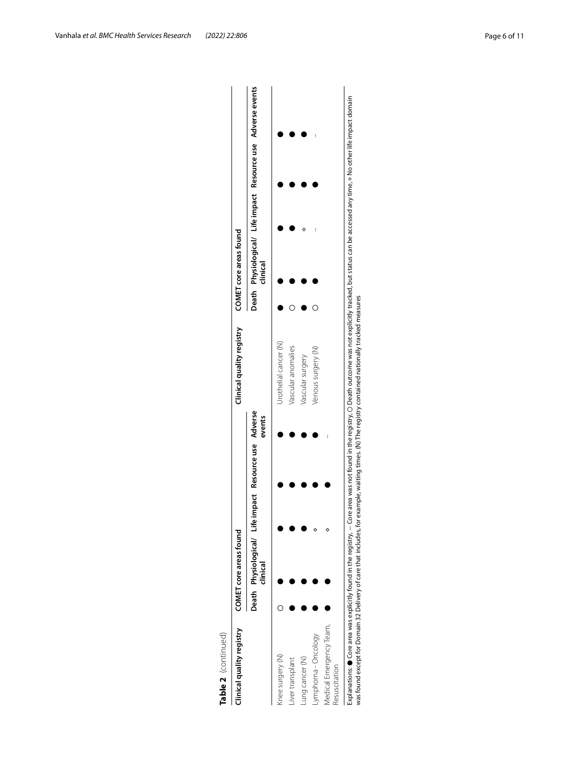**Table 2** (continued)

| Clinical quality registry | COMET core areas found | | | | | Clinical quality registry | COMET core areas found | | | | |
|---|---|---|---|---|---|---|---|---|---|---|---|
| | Death | Physiological/ clinical | Life impact | Resource use | Adverse events | | Death | Physiological/ clinical | Life impact | Resource use | Adverse events |
| Knee surgery (N) | ○ | ● | ● | ● | ● | Urothelial cancer (N) | ● | ● | ● | ● | ● |
| Liver transplant | ● | ● | ● | ● | ● | Vascular anomalies | ○ | ● | ● | ● | ● |
| Lung cancer (N) | ● | ● | ● | ● | ● | Vascular surgery | ● | ● | ◇ | ● | ● |
| Lymphoma - Oncology | ● | ● | ◇ | ● | ● | Venous surgery (N) | ○ | ● | – | ● | – |
| Medical Emergency Team, Resuscitation | ● | ● | ◇ | ● | – | | | | | | |

Explanations: ● Core area was explicitly found in the registry, – Core area was not found in the registry, ○ Death outcome was not explicitly tracked, but status can be accessed any time, ◇ No other life impact domain was found except for Domain 32 Delivery of care that includes, for example, waiting times. (N) The registry contained nationally tracked measures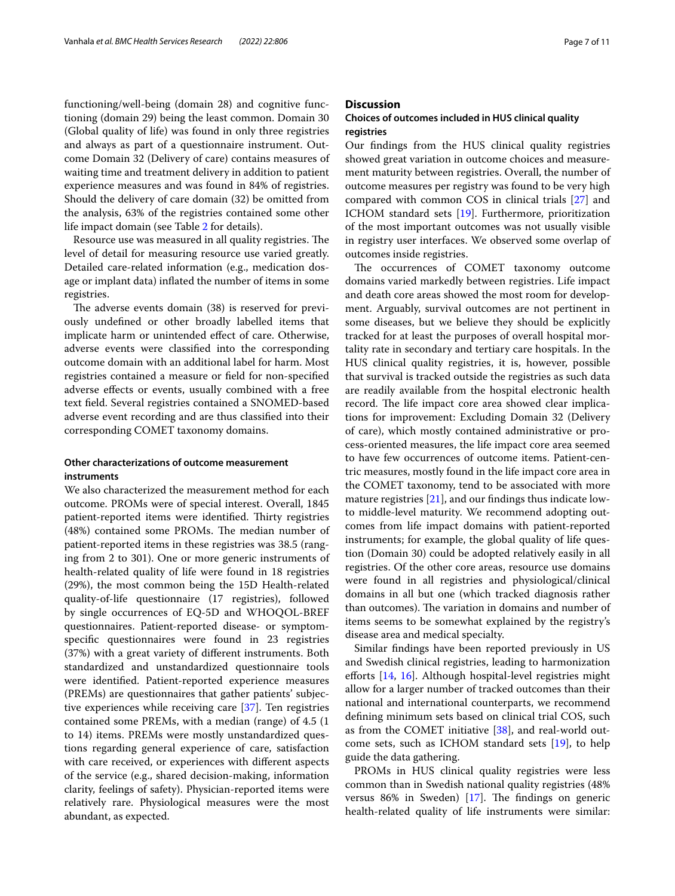functioning/well-being (domain 28) and cognitive functioning (domain 29) being the least common. Domain 30 (Global quality of life) was found in only three registries and always as part of a questionnaire instrument. Outcome Domain 32 (Delivery of care) contains measures of waiting time and treatment delivery in addition to patient experience measures and was found in 84% of registries. Should the delivery of care domain (32) be omitted from the analysis, 63% of the registries contained some other life impact domain (see Table 2 for details).

Resource use was measured in all quality registries. The level of detail for measuring resource use varied greatly. Detailed care-related information (e.g., medication dosage or implant data) inflated the number of items in some registries.

The adverse events domain (38) is reserved for previously undefined or other broadly labelled items that implicate harm or unintended effect of care. Otherwise, adverse events were classified into the corresponding outcome domain with an additional label for harm. Most registries contained a measure or field for non-specified adverse effects or events, usually combined with a free text field. Several registries contained a SNOMED-based adverse event recording and are thus classified into their corresponding COMET taxonomy domains.

### Other characterizations of outcome measurement instruments

We also characterized the measurement method for each outcome. PROMs were of special interest. Overall, 1845 patient-reported items were identified. Thirty registries (48%) contained some PROMs. The median number of patient-reported items in these registries was 38.5 (ranging from 2 to 301). One or more generic instruments of health-related quality of life were found in 18 registries (29%), the most common being the 15D Health-related quality-of-life questionnaire (17 registries), followed by single occurrences of EQ-5D and WHOQOL-BREF questionnaires. Patient-reported disease- or symptom-specific questionnaires were found in 23 registries (37%) with a great variety of different instruments. Both standardized and unstandardized questionnaire tools were identified. Patient-reported experience measures (PREMs) are questionnaires that gather patients' subjective experiences while receiving care [37]. Ten registries contained some PREMs, with a median (range) of 4.5 (1 to 14) items. PREMs were mostly unstandardized questions regarding general experience of care, satisfaction with care received, or experiences with different aspects of the service (e.g., shared decision-making, information clarity, feelings of safety). Physician-reported items were relatively rare. Physiological measures were the most abundant, as expected.

## Discussion

### Choices of outcomes included in HUS clinical quality registries

Our findings from the HUS clinical quality registries showed great variation in outcome choices and measurement maturity between registries. Overall, the number of outcome measures per registry was found to be very high compared with common COS in clinical trials [27] and ICHOM standard sets [19]. Furthermore, prioritization of the most important outcomes was not usually visible in registry user interfaces. We observed some overlap of outcomes inside registries.

The occurrences of COMET taxonomy outcome domains varied markedly between registries. Life impact and death core areas showed the most room for development. Arguably, survival outcomes are not pertinent in some diseases, but we believe they should be explicitly tracked for at least the purposes of overall hospital mortality rate in secondary and tertiary care hospitals. In the HUS clinical quality registries, it is, however, possible that survival is tracked outside the registries as such data are readily available from the hospital electronic health record. The life impact core area showed clear implications for improvement: Excluding Domain 32 (Delivery of care), which mostly contained administrative or process-oriented measures, the life impact core area seemed to have few occurrences of outcome items. Patient-centric measures, mostly found in the life impact core area in the COMET taxonomy, tend to be associated with more mature registries [21], and our findings thus indicate low- to middle-level maturity. We recommend adopting outcomes from life impact domains with patient-reported instruments; for example, the global quality of life question (Domain 30) could be adopted relatively easily in all registries. Of the other core areas, resource use domains were found in all registries and physiological/clinical domains in all but one (which tracked diagnosis rather than outcomes). The variation in domains and number of items seems to be somewhat explained by the registry's disease area and medical specialty.

Similar findings have been reported previously in US and Swedish clinical registries, leading to harmonization efforts [14, 16]. Although hospital-level registries might allow for a larger number of tracked outcomes than their national and international counterparts, we recommend defining minimum sets based on clinical trial COS, such as from the COMET initiative [38], and real-world outcome sets, such as ICHOM standard sets [19], to help guide the data gathering.

PROMs in HUS clinical quality registries were less common than in Swedish national quality registries (48% versus 86% in Sweden) [17]. The findings on generic health-related quality of life instruments were similar: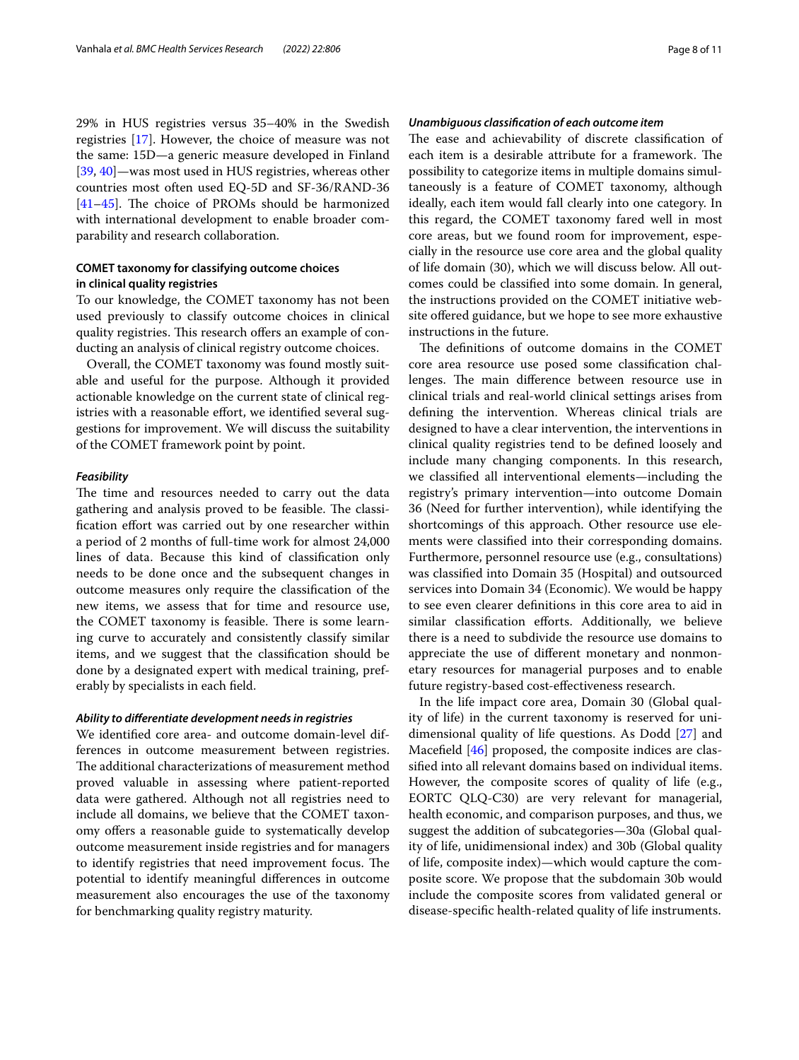29% in HUS registries versus 35–40% in the Swedish registries [17]. However, the choice of measure was not the same: 15D—a generic measure developed in Finland [39, 40]—was most used in HUS registries, whereas other countries most often used EQ-5D and SF-36/RAND-36 [41–45]. The choice of PROMs should be harmonized with international development to enable broader comparability and research collaboration.

### COMET taxonomy for classifying outcome choices in clinical quality registries

To our knowledge, the COMET taxonomy has not been used previously to classify outcome choices in clinical quality registries. This research offers an example of conducting an analysis of clinical registry outcome choices.

Overall, the COMET taxonomy was found mostly suitable and useful for the purpose. Although it provided actionable knowledge on the current state of clinical registries with a reasonable effort, we identified several suggestions for improvement. We will discuss the suitability of the COMET framework point by point.

#### *Feasibility*

The time and resources needed to carry out the data gathering and analysis proved to be feasible. The classification effort was carried out by one researcher within a period of 2 months of full-time work for almost 24,000 lines of data. Because this kind of classification only needs to be done once and the subsequent changes in outcome measures only require the classification of the new items, we assess that for time and resource use, the COMET taxonomy is feasible. There is some learning curve to accurately and consistently classify similar items, and we suggest that the classification should be done by a designated expert with medical training, preferably by specialists in each field.

#### *Ability to differentiate development needs in registries*

We identified core area- and outcome domain-level differences in outcome measurement between registries. The additional characterizations of measurement method proved valuable in assessing where patient-reported data were gathered. Although not all registries need to include all domains, we believe that the COMET taxonomy offers a reasonable guide to systematically develop outcome measurement inside registries and for managers to identify registries that need improvement focus. The potential to identify meaningful differences in outcome measurement also encourages the use of the taxonomy for benchmarking quality registry maturity.

#### *Unambiguous classification of each outcome item*

The ease and achievability of discrete classification of each item is a desirable attribute for a framework. The possibility to categorize items in multiple domains simultaneously is a feature of COMET taxonomy, although ideally, each item would fall clearly into one category. In this regard, the COMET taxonomy fared well in most core areas, but we found room for improvement, especially in the resource use core area and the global quality of life domain (30), which we will discuss below. All outcomes could be classified into some domain. In general, the instructions provided on the COMET initiative website offered guidance, but we hope to see more exhaustive instructions in the future.

The definitions of outcome domains in the COMET core area resource use posed some classification challenges. The main difference between resource use in clinical trials and real-world clinical settings arises from defining the intervention. Whereas clinical trials are designed to have a clear intervention, the interventions in clinical quality registries tend to be defined loosely and include many changing components. In this research, we classified all interventional elements—including the registry's primary intervention—into outcome Domain 36 (Need for further intervention), while identifying the shortcomings of this approach. Other resource use elements were classified into their corresponding domains. Furthermore, personnel resource use (e.g., consultations) was classified into Domain 35 (Hospital) and outsourced services into Domain 34 (Economic). We would be happy to see even clearer definitions in this core area to aid in similar classification efforts. Additionally, we believe there is a need to subdivide the resource use domains to appreciate the use of different monetary and nonmonetary resources for managerial purposes and to enable future registry-based cost-effectiveness research.

In the life impact core area, Domain 30 (Global quality of life) in the current taxonomy is reserved for unidimensional quality of life questions. As Dodd [27] and Macefield [46] proposed, the composite indices are classified into all relevant domains based on individual items. However, the composite scores of quality of life (e.g., EORTC QLQ-C30) are very relevant for managerial, health economic, and comparison purposes, and thus, we suggest the addition of subcategories—30a (Global quality of life, unidimensional index) and 30b (Global quality of life, composite index)—which would capture the composite score. We propose that the subdomain 30b would include the composite scores from validated general or disease-specific health-related quality of life instruments.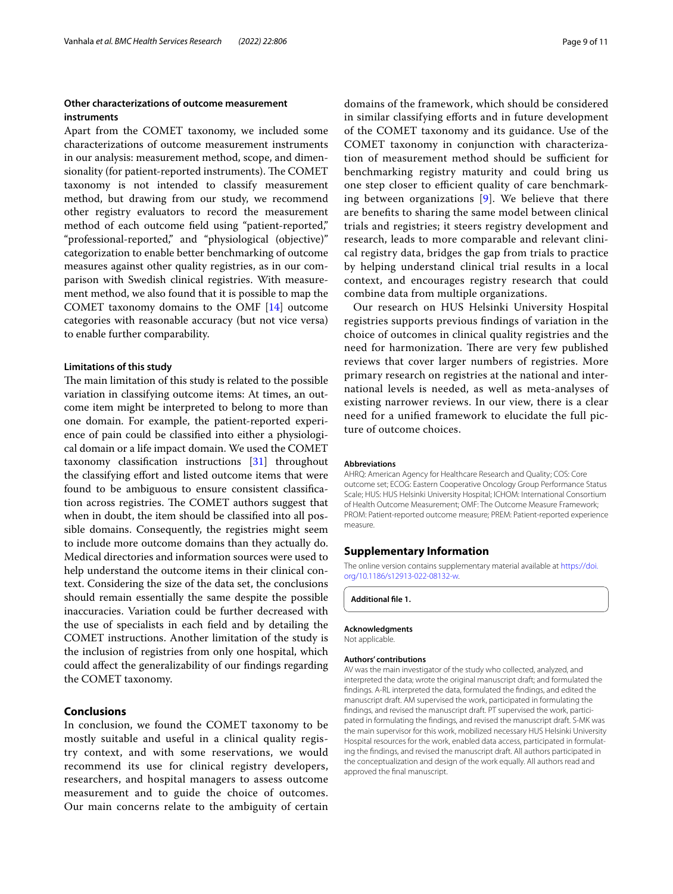### Other characterizations of outcome measurement instruments

Apart from the COMET taxonomy, we included some characterizations of outcome measurement instruments in our analysis: measurement method, scope, and dimensionality (for patient-reported instruments). The COMET taxonomy is not intended to classify measurement method, but drawing from our study, we recommend other registry evaluators to record the measurement method of each outcome field using "patient-reported," "professional-reported," and "physiological (objective)" categorization to enable better benchmarking of outcome measures against other quality registries, as in our comparison with Swedish clinical registries. With measurement method, we also found that it is possible to map the COMET taxonomy domains to the OMF [14] outcome categories with reasonable accuracy (but not vice versa) to enable further comparability.

#### Limitations of this study

The main limitation of this study is related to the possible variation in classifying outcome items: At times, an outcome item might be interpreted to belong to more than one domain. For example, the patient-reported experience of pain could be classified into either a physiological domain or a life impact domain. We used the COMET taxonomy classification instructions [31] throughout the classifying effort and listed outcome items that were found to be ambiguous to ensure consistent classification across registries. The COMET authors suggest that when in doubt, the item should be classified into all possible domains. Consequently, the registries might seem to include more outcome domains than they actually do. Medical directories and information sources were used to help understand the outcome items in their clinical context. Considering the size of the data set, the conclusions should remain essentially the same despite the possible inaccuracies. Variation could be further decreased with the use of specialists in each field and by detailing the COMET instructions. Another limitation of the study is the inclusion of registries from only one hospital, which could affect the generalizability of our findings regarding the COMET taxonomy.

## Conclusions

In conclusion, we found the COMET taxonomy to be mostly suitable and useful in a clinical quality registry context, and with some reservations, we would recommend its use for clinical registry developers, researchers, and hospital managers to assess outcome measurement and to guide the choice of outcomes. Our main concerns relate to the ambiguity of certain domains of the framework, which should be considered in similar classifying efforts and in future development of the COMET taxonomy and its guidance. Use of the COMET taxonomy in conjunction with characterization of measurement method should be sufficient for benchmarking registry maturity and could bring us one step closer to efficient quality of care benchmarking between organizations [9]. We believe that there are benefits to sharing the same model between clinical trials and registries; it steers registry development and research, leads to more comparable and relevant clinical registry data, bridges the gap from trials to practice by helping understand clinical trial results in a local context, and encourages registry research that could combine data from multiple organizations.

Our research on HUS Helsinki University Hospital registries supports previous findings of variation in the choice of outcomes in clinical quality registries and the need for harmonization. There are very few published reviews that cover larger numbers of registries. More primary research on registries at the national and international levels is needed, as well as meta-analyses of existing narrower reviews. In our view, there is a clear need for a unified framework to elucidate the full picture of outcome choices.

#### Abbreviations

AHRQ: American Agency for Healthcare Research and Quality; COS: Core outcome set; ECOG: Eastern Cooperative Oncology Group Performance Status Scale; HUS: HUS Helsinki University Hospital; ICHOM: International Consortium of Health Outcome Measurement; OMF: The Outcome Measure Framework; PROM: Patient-reported outcome measure; PREM: Patient-reported experience measure.

## Supplementary Information

The online version contains supplementary material available at https://doi.org/10.1186/s12913-022-08132-w.

**Additional file 1.**

#### Acknowledgments

Not applicable.

#### Authors' contributions

AV was the main investigator of the study who collected, analyzed, and interpreted the data; wrote the original manuscript draft; and formulated the findings. A-RL interpreted the data, formulated the findings, and edited the manuscript draft. AM supervised the work, participated in formulating the findings, and revised the manuscript draft. PT supervised the work, participated in formulating the findings, and revised the manuscript draft. S-MK was the main supervisor for this work, mobilized necessary HUS Helsinki University Hospital resources for the work, enabled data access, participated in formulating the findings, and revised the manuscript draft. All authors participated in the conceptualization and design of the work equally. All authors read and approved the final manuscript.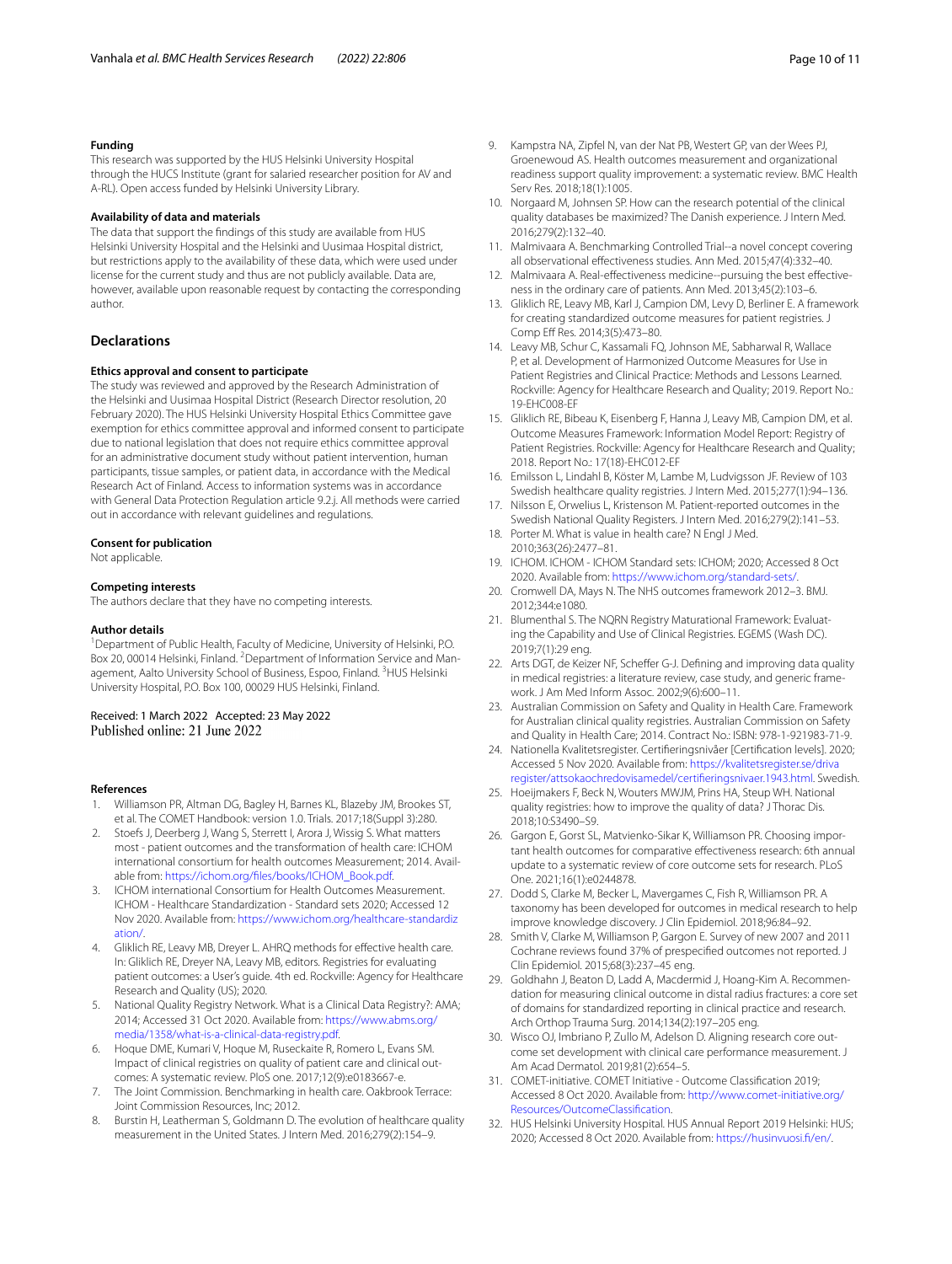### Funding

This research was supported by the HUS Helsinki University Hospital through the HUCS Institute (grant for salaried researcher position for AV and A-RL). Open access funded by Helsinki University Library.

### Availability of data and materials

The data that support the findings of this study are available from HUS Helsinki University Hospital and the Helsinki and Uusimaa Hospital district, but restrictions apply to the availability of these data, which were used under license for the current study and thus are not publicly available. Data are, however, available upon reasonable request by contacting the corresponding author.

## Declarations

### Ethics approval and consent to participate

The study was reviewed and approved by the Research Administration of the Helsinki and Uusimaa Hospital District (Research Director resolution, 20 February 2020). The HUS Helsinki University Hospital Ethics Committee gave exemption for ethics committee approval and informed consent to participate due to national legislation that does not require ethics committee approval for an administrative document study without patient intervention, human participants, tissue samples, or patient data, in accordance with the Medical Research Act of Finland. Access to information systems was in accordance with General Data Protection Regulation article 9.2.j. All methods were carried out in accordance with relevant guidelines and regulations.

### Consent for publication

Not applicable.

### Competing interests

The authors declare that they have no competing interests.

### Author details

[1]Department of Public Health, Faculty of Medicine, University of Helsinki, P.O. Box 20, 00014 Helsinki, Finland. [2]Department of Information Service and Management, Aalto University School of Business, Espoo, Finland. [3]HUS Helsinki University Hospital, P.O. Box 100, 00029 HUS Helsinki, Finland.

Received: 1 March 2022 Accepted: 23 May 2022
Published online: 21 June 2022

### References

1. Williamson PR, Altman DG, Bagley H, Barnes KL, Blazeby JM, Brookes ST, et al. The COMET Handbook: version 1.0. Trials. 2017;18(Suppl 3):280.
2. Stoefs J, Deerberg J, Wang S, Sterrett I, Arora J, Wissig S. What matters most - patient outcomes and the transformation of health care: ICHOM international consortium for health outcomes Measurement; 2014. Available from: https://ichom.org/files/books/ICHOM_Book.pdf.
3. ICHOM international Consortium for Health Outcomes Measurement. ICHOM - Healthcare Standardization - Standard sets 2020; Accessed 12 Nov 2020. Available from: https://www.ichom.org/healthcare-standardization/.
4. Gliklich RE, Leavy MB, Dreyer L. AHRQ methods for effective health care. In: Gliklich RE, Dreyer NA, Leavy MB, editors. Registries for evaluating patient outcomes: a User's guide. 4th ed. Rockville: Agency for Healthcare Research and Quality (US); 2020.
5. National Quality Registry Network. What is a Clinical Data Registry?: AMA; 2014; Accessed 31 Oct 2020. Available from: https://www.abms.org/media/1358/what-is-a-clinical-data-registry.pdf.
6. Hoque DME, Kumari V, Hoque M, Ruseckaite R, Romero L, Evans SM. Impact of clinical registries on quality of patient care and clinical outcomes: A systematic review. PloS one. 2017;12(9):e0183667-e.
7. The Joint Commission. Benchmarking in health care. Oakbrook Terrace: Joint Commission Resources, Inc; 2012.
8. Burstin H, Leatherman S, Goldmann D. The evolution of healthcare quality measurement in the United States. J Intern Med. 2016;279(2):154–9.
9. Kampstra NA, Zipfel N, van der Nat PB, Westert GP, van der Wees PJ, Groenewoud AS. Health outcomes measurement and organizational readiness support quality improvement: a systematic review. BMC Health Serv Res. 2018;18(1):1005.
10. Norgaard M, Johnsen SP. How can the research potential of the clinical quality databases be maximized? The Danish experience. J Intern Med. 2016;279(2):132–40.
11. Malmivaara A. Benchmarking Controlled Trial--a novel concept covering all observational effectiveness studies. Ann Med. 2015;47(4):332–40.
12. Malmivaara A. Real-effectiveness medicine--pursuing the best effectiveness in the ordinary care of patients. Ann Med. 2013;45(2):103–6.
13. Gliklich RE, Leavy MB, Karl J, Campion DM, Levy D, Berliner E. A framework for creating standardized outcome measures for patient registries. J Comp Eff Res. 2014;3(5):473–80.
14. Leavy MB, Schur C, Kassamali FQ, Johnson ME, Sabharwal R, Wallace P, et al. Development of Harmonized Outcome Measures for Use in Patient Registries and Clinical Practice: Methods and Lessons Learned. Rockville: Agency for Healthcare Research and Quality; 2019. Report No.: 19-EHC008-EF
15. Gliklich RE, Bibeau K, Eisenberg F, Hanna J, Leavy MB, Campion DM, et al. Outcome Measures Framework: Information Model Report: Registry of Patient Registries. Rockville: Agency for Healthcare Research and Quality; 2018. Report No.: 17(18)-EHC012-EF
16. Emilsson L, Lindahl B, Köster M, Lambe M, Ludvigsson JF. Review of 103 Swedish healthcare quality registries. J Intern Med. 2015;277(1):94–136.
17. Nilsson E, Orwelius L, Kristenson M. Patient-reported outcomes in the Swedish National Quality Registers. J Intern Med. 2016;279(2):141–53.
18. Porter M. What is value in health care? N Engl J Med. 2010;363(26):2477–81.
19. ICHOM. ICHOM - ICHOM Standard sets: ICHOM; 2020; Accessed 8 Oct 2020. Available from: https://www.ichom.org/standard-sets/.
20. Cromwell DA, Mays N. The NHS outcomes framework 2012–3. BMJ. 2012;344:e1080.
21. Blumenthal S. The NQRN Registry Maturational Framework: Evaluating the Capability and Use of Clinical Registries. EGEMS (Wash DC). 2019;7(1):29 eng.
22. Arts DGT, de Keizer NF, Scheffer G-J. Defining and improving data quality in medical registries: a literature review, case study, and generic framework. J Am Med Inform Assoc. 2002;9(6):600–11.
23. Australian Commission on Safety and Quality in Health Care. Framework for Australian clinical quality registries. Australian Commission on Safety and Quality in Health Care; 2014. Contract No.: ISBN: 978-1-921983-71-9.
24. Nationella Kvalitetsregister. Certifieringsnivåer [Certification levels]. 2020; Accessed 5 Nov 2020. Available from: https://kvalitetsregister.se/drivaregister/attsokaochredovisamedel/certifieringsnivaer.1943.html. Swedish.
25. Hoeijmakers F, Beck N, Wouters MWJM, Prins HA, Steup WH. National quality registries: how to improve the quality of data? J Thorac Dis. 2018;10:S3490–S9.
26. Gargon E, Gorst SL, Matvienko-Sikar K, Williamson PR. Choosing important health outcomes for comparative effectiveness research: 6th annual update to a systematic review of core outcome sets for research. PLoS One. 2021;16(1):e0244878.
27. Dodd S, Clarke M, Becker L, Mavergames C, Fish R, Williamson PR. A taxonomy has been developed for outcomes in medical research to help improve knowledge discovery. J Clin Epidemiol. 2018;96:84–92.
28. Smith V, Clarke M, Williamson P, Gargon E. Survey of new 2007 and 2011 Cochrane reviews found 37% of prespecified outcomes not reported. J Clin Epidemiol. 2015;68(3):237–45 eng.
29. Goldhahn J, Beaton D, Ladd A, Macdermid J, Hoang-Kim A. Recommendation for measuring clinical outcome in distal radius fractures: a core set of domains for standardized reporting in clinical practice and research. Arch Orthop Trauma Surg. 2014;134(2):197–205 eng.
30. Wisco OJ, Imbriano P, Zullo M, Adelson D. Aligning research core outcome set development with clinical care performance measurement. J Am Acad Dermatol. 2019;81(2):654–5.
31. COMET-initiative. COMET Initiative - Outcome Classification 2019; Accessed 8 Oct 2020. Available from: http://www.comet-initiative.org/Resources/OutcomeClassification.
32. HUS Helsinki University Hospital. HUS Annual Report 2019 Helsinki: HUS; 2020; Accessed 8 Oct 2020. Available from: https://husinvuosi.fi/en/.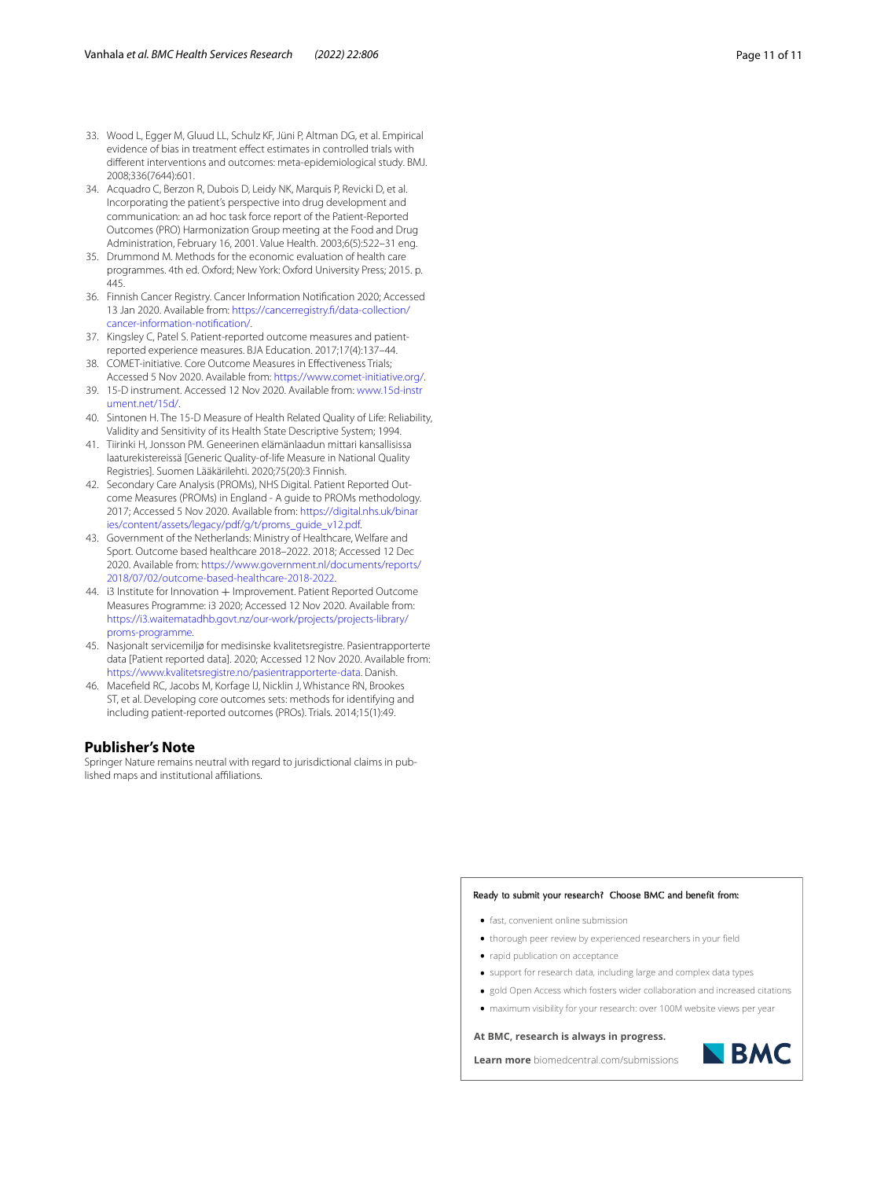33. Wood L, Egger M, Gluud LL, Schulz KF, Jüni P, Altman DG, et al. Empirical evidence of bias in treatment effect estimates in controlled trials with different interventions and outcomes: meta-epidemiological study. BMJ. 2008;336(7644):601.
34. Acquadro C, Berzon R, Dubois D, Leidy NK, Marquis P, Revicki D, et al. Incorporating the patient's perspective into drug development and communication: an ad hoc task force report of the Patient-Reported Outcomes (PRO) Harmonization Group meeting at the Food and Drug Administration, February 16, 2001. Value Health. 2003;6(5):522–31 eng.
35. Drummond M. Methods for the economic evaluation of health care programmes. 4th ed. Oxford; New York: Oxford University Press; 2015. p. 445.
36. Finnish Cancer Registry. Cancer Information Notification 2020; Accessed 13 Jan 2020. Available from: https://cancerregistry.fi/data-collection/cancer-information-notification/.
37. Kingsley C, Patel S. Patient-reported outcome measures and patient-reported experience measures. BJA Education. 2017;17(4):137–44.
38. COMET-initiative. Core Outcome Measures in Effectiveness Trials; Accessed 5 Nov 2020. Available from: https://www.comet-initiative.org/.
39. 15-D instrument. Accessed 12 Nov 2020. Available from: www.15d-instrument.net/15d/.
40. Sintonen H. The 15-D Measure of Health Related Quality of Life: Reliability, Validity and Sensitivity of its Health State Descriptive System; 1994.
41. Tiirinki H, Jonsson PM. Geneerinen elämänlaadun mittari kansallisissa laaturekistereissä [Generic Quality-of-life Measure in National Quality Registries]. Suomen Lääkärilehti. 2020;75(20):3 Finnish.
42. Secondary Care Analysis (PROMs), NHS Digital. Patient Reported Outcome Measures (PROMs) in England - A guide to PROMs methodology. 2017; Accessed 5 Nov 2020. Available from: https://digital.nhs.uk/binaries/content/assets/legacy/pdf/g/t/proms_guide_v12.pdf.
43. Government of the Netherlands: Ministry of Healthcare, Welfare and Sport. Outcome based healthcare 2018–2022. 2018; Accessed 12 Dec 2020. Available from: https://www.government.nl/documents/reports/2018/07/02/outcome-based-healthcare-2018-2022.
44. i3 Institute for Innovation + Improvement. Patient Reported Outcome Measures Programme: i3 2020; Accessed 12 Nov 2020. Available from: https://i3.waitematadhb.govt.nz/our-work/projects/projects-library/proms-programme.
45. Nasjonalt servicemiljø for medisinske kvalitetsregistre. Pasientrapporterte data [Patient reported data]. 2020; Accessed 12 Nov 2020. Available from: https://www.kvalitetsregistre.no/pasientrapporterte-data. Danish.
46. Macefield RC, Jacobs M, Korfage IJ, Nicklin J, Whistance RN, Brookes ST, et al. Developing core outcomes sets: methods for identifying and including patient-reported outcomes (PROs). Trials. 2014;15(1):49.

## Publisher's Note

Springer Nature remains neutral with regard to jurisdictional claims in published maps and institutional affiliations.

Ready to submit your research? Choose BMC and benefit from:

- fast, convenient online submission
- thorough peer review by experienced researchers in your field
- rapid publication on acceptance
- support for research data, including large and complex data types
- gold Open Access which fosters wider collaboration and increased citations
- maximum visibility for your research: over 100M website views per year

**At BMC, research is always in progress.**

**Learn more** biomedcentral.com/submissions

BMC